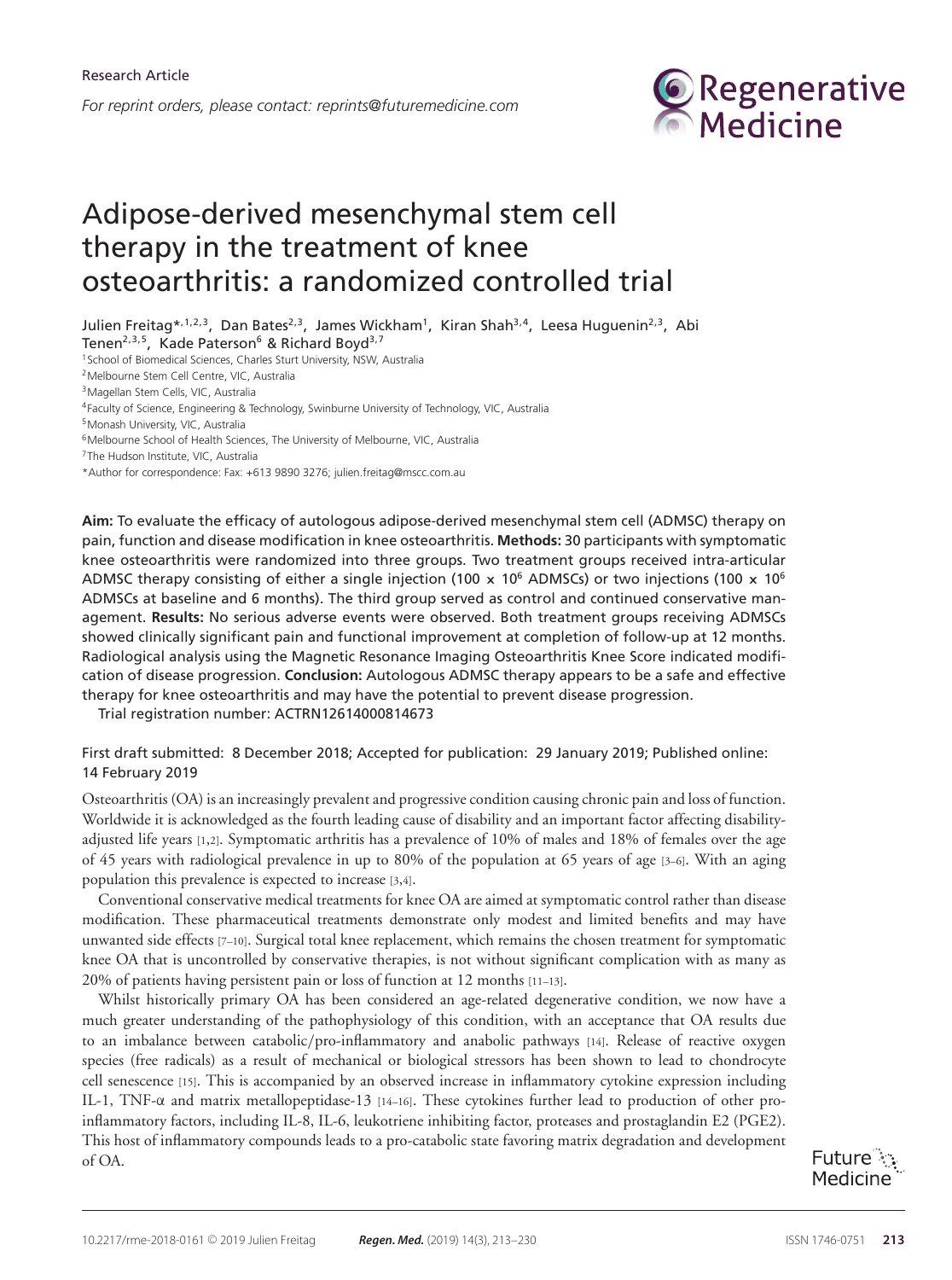Research Article

*For reprint orders, please contact: reprints@futuremedicine.com*

# Adipose-derived mesenchymal stem cell therapy in the treatment of knee osteoarthritis: a randomized controlled trial

Julien Freitag*[,1,2,3], Dan Bates[2,3], James Wickham[1], Kiran Shah[3,4], Leesa Huguenin[2,3], Abi Tenen[2,3,5], Kade Paterson[6] & Richard Boyd[3,7]

[1]School of Biomedical Sciences, Charles Sturt University, NSW, Australia
[2]Melbourne Stem Cell Centre, VIC, Australia
[3]Magellan Stem Cells, VIC, Australia
[4]Faculty of Science, Engineering & Technology, Swinburne University of Technology, VIC, Australia
[5]Monash University, VIC, Australia
[6]Melbourne School of Health Sciences, The University of Melbourne, VIC, Australia
[7]The Hudson Institute, VIC, Australia
*Author for correspondence: Fax: +613 9890 3276; julien.freitag@mscc.com.au

**Aim:** To evaluate the efficacy of autologous adipose-derived mesenchymal stem cell (ADMSC) therapy on pain, function and disease modification in knee osteoarthritis. **Methods:** 30 participants with symptomatic knee osteoarthritis were randomized into three groups. Two treatment groups received intra-articular ADMSC therapy consisting of either a single injection ($100 \times 10^6$ ADMSCs) or two injections ($100 \times 10^6$ ADMSCs at baseline and 6 months). The third group served as control and continued conservative management. **Results:** No serious adverse events were observed. Both treatment groups receiving ADMSCs showed clinically significant pain and functional improvement at completion of follow-up at 12 months. Radiological analysis using the Magnetic Resonance Imaging Osteoarthritis Knee Score indicated modification of disease progression. **Conclusion:** Autologous ADMSC therapy appears to be a safe and effective therapy for knee osteoarthritis and may have the potential to prevent disease progression.

Trial registration number: ACTRN12614000814673

First draft submitted: 8 December 2018; Accepted for publication: 29 January 2019; Published online: 14 February 2019

Osteoarthritis (OA) is an increasingly prevalent and progressive condition causing chronic pain and loss of function. Worldwide it is acknowledged as the fourth leading cause of disability and an important factor affecting disability-adjusted life years [1,2]. Symptomatic arthritis has a prevalence of 10% of males and 18% of females over the age of 45 years with radiological prevalence in up to 80% of the population at 65 years of age [3–6]. With an aging population this prevalence is expected to increase [3,4].

Conventional conservative medical treatments for knee OA are aimed at symptomatic control rather than disease modification. These pharmaceutical treatments demonstrate only modest and limited benefits and may have unwanted side effects [7–10]. Surgical total knee replacement, which remains the chosen treatment for symptomatic knee OA that is uncontrolled by conservative therapies, is not without significant complication with as many as 20% of patients having persistent pain or loss of function at 12 months [11–13].

Whilst historically primary OA has been considered an age-related degenerative condition, we now have a much greater understanding of the pathophysiology of this condition, with an acceptance that OA results due to an imbalance between catabolic/pro-inflammatory and anabolic pathways [14]. Release of reactive oxygen species (free radicals) as a result of mechanical or biological stressors has been shown to lead to chondrocyte cell senescence [15]. This is accompanied by an observed increase in inflammatory cytokine expression including IL-1, TNF-α and matrix metallopeptidase-13 [14–16]. These cytokines further lead to production of other pro-inflammatory factors, including IL-8, IL-6, leukotriene inhibiting factor, proteases and prostaglandin E2 (PGE2). This host of inflammatory compounds leads to a pro-catabolic state favoring matrix degradation and development of OA.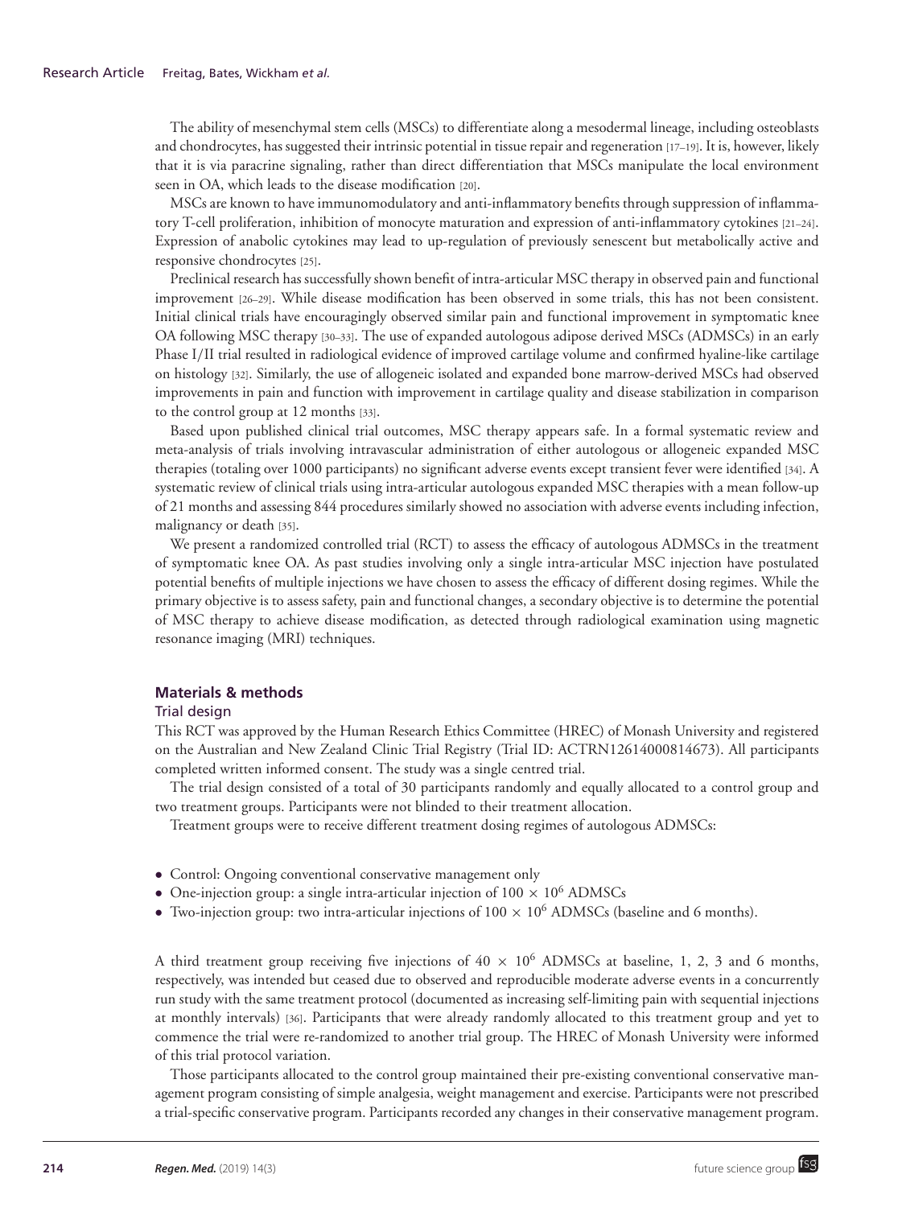The ability of mesenchymal stem cells (MSCs) to differentiate along a mesodermal lineage, including osteoblasts and chondrocytes, has suggested their intrinsic potential in tissue repair and regeneration [17–19]. It is, however, likely that it is via paracrine signaling, rather than direct differentiation that MSCs manipulate the local environment seen in OA, which leads to the disease modification [20].

MSCs are known to have immunomodulatory and anti-inflammatory benefits through suppression of inflammatory T-cell proliferation, inhibition of monocyte maturation and expression of anti-inflammatory cytokines [21–24]. Expression of anabolic cytokines may lead to up-regulation of previously senescent but metabolically active and responsive chondrocytes [25].

Preclinical research has successfully shown benefit of intra-articular MSC therapy in observed pain and functional improvement [26–29]. While disease modification has been observed in some trials, this has not been consistent. Initial clinical trials have encouragingly observed similar pain and functional improvement in symptomatic knee OA following MSC therapy [30–33]. The use of expanded autologous adipose derived MSCs (ADMSCs) in an early Phase I/II trial resulted in radiological evidence of improved cartilage volume and confirmed hyaline-like cartilage on histology [32]. Similarly, the use of allogeneic isolated and expanded bone marrow-derived MSCs had observed improvements in pain and function with improvement in cartilage quality and disease stabilization in comparison to the control group at 12 months [33].

Based upon published clinical trial outcomes, MSC therapy appears safe. In a formal systematic review and meta-analysis of trials involving intravascular administration of either autologous or allogeneic expanded MSC therapies (totaling over 1000 participants) no significant adverse events except transient fever were identified [34]. A systematic review of clinical trials using intra-articular autologous expanded MSC therapies with a mean follow-up of 21 months and assessing 844 procedures similarly showed no association with adverse events including infection, malignancy or death [35].

We present a randomized controlled trial (RCT) to assess the efficacy of autologous ADMSCs in the treatment of symptomatic knee OA. As past studies involving only a single intra-articular MSC injection have postulated potential benefits of multiple injections we have chosen to assess the efficacy of different dosing regimes. While the primary objective is to assess safety, pain and functional changes, a secondary objective is to determine the potential of MSC therapy to achieve disease modification, as detected through radiological examination using magnetic resonance imaging (MRI) techniques.

## Materials & methods

### Trial design

This RCT was approved by the Human Research Ethics Committee (HREC) of Monash University and registered on the Australian and New Zealand Clinic Trial Registry (Trial ID: ACTRN12614000814673). All participants completed written informed consent. The study was a single centred trial.

The trial design consisted of a total of 30 participants randomly and equally allocated to a control group and two treatment groups. Participants were not blinded to their treatment allocation.

Treatment groups were to receive different treatment dosing regimes of autologous ADMSCs:

- Control: Ongoing conventional conservative management only
- One-injection group: a single intra-articular injection of $100 \times 10^6$ ADMSCs
- Two-injection group: two intra-articular injections of $100 \times 10^6$ ADMSCs (baseline and 6 months).

A third treatment group receiving five injections of $40 \times 10^6$ ADMSCs at baseline, 1, 2, 3 and 6 months, respectively, was intended but ceased due to observed and reproducible moderate adverse events in a concurrently run study with the same treatment protocol (documented as increasing self-limiting pain with sequential injections at monthly intervals) [36]. Participants that were already randomly allocated to this treatment group and yet to commence the trial were re-randomized to another trial group. The HREC of Monash University were informed of this trial protocol variation.

Those participants allocated to the control group maintained their pre-existing conventional conservative management program consisting of simple analgesia, weight management and exercise. Participants were not prescribed a trial-specific conservative program. Participants recorded any changes in their conservative management program.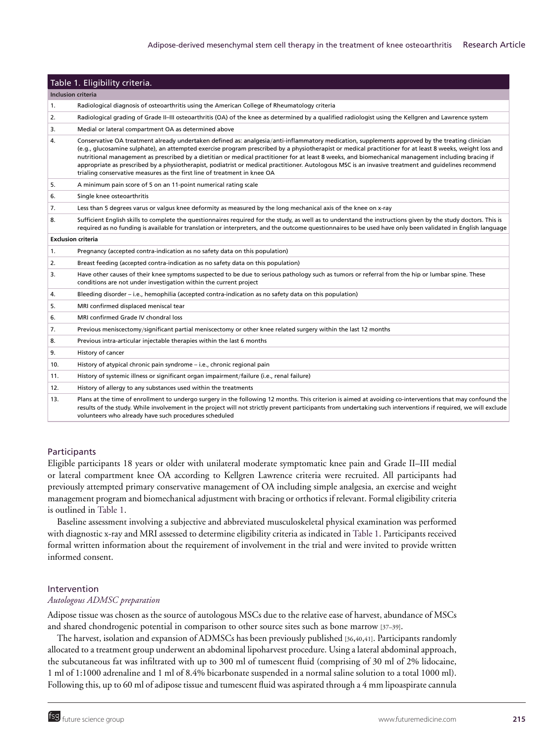Table 1. Eligibility criteria.

| | |
|---|---|
| **Inclusion criteria** | |
| 1. | Radiological diagnosis of osteoarthritis using the American College of Rheumatology criteria |
| 2. | Radiological grading of Grade II–III osteoarthritis (OA) of the knee as determined by a qualified radiologist using the Kellgren and Lawrence system |
| 3. | Medial or lateral compartment OA as determined above |
| 4. | Conservative OA treatment already undertaken defined as: analgesia/anti-inflammatory medication, supplements approved by the treating clinician (e.g., glucosamine sulphate), an attempted exercise program prescribed by a physiotherapist or medical practitioner for at least 8 weeks, weight loss and nutritional management as prescribed by a dietitian or medical practitioner for at least 8 weeks, and biomechanical management including bracing if appropriate as prescribed by a physiotherapist, podiatrist or medical practitioner. Autologous MSC is an invasive treatment and guidelines recommend trialing conservative measures as the first line of treatment in knee OA |
| 5. | A minimum pain score of 5 on an 11-point numerical rating scale |
| 6. | Single knee osteoarthritis |
| 7. | Less than 5 degrees varus or valgus knee deformity as measured by the long mechanical axis of the knee on x-ray |
| 8. | Sufficient English skills to complete the questionnaires required for the study, as well as to understand the instructions given by the study doctors. This is required as no funding is available for translation or interpreters, and the outcome questionnaires to be used have only been validated in English language |
| **Exclusion criteria** | |
| 1. | Pregnancy (accepted contra-indication as no safety data on this population) |
| 2. | Breast feeding (accepted contra-indication as no safety data on this population) |
| 3. | Have other causes of their knee symptoms suspected to be due to serious pathology such as tumors or referral from the hip or lumbar spine. These conditions are not under investigation within the current project |
| 4. | Bleeding disorder – i.e., hemophilia (accepted contra-indication as no safety data on this population) |
| 5. | MRI confirmed displaced meniscal tear |
| 6. | MRI confirmed Grade IV chondral loss |
| 7. | Previous meniscectomy/significant partial meniscectomy or other knee related surgery within the last 12 months |
| 8. | Previous intra-articular injectable therapies within the last 6 months |
| 9. | History of cancer |
| 10. | History of atypical chronic pain syndrome – i.e., chronic regional pain |
| 11. | History of systemic illness or significant organ impairment/failure (i.e., renal failure) |
| 12. | History of allergy to any substances used within the treatments |
| 13. | Plans at the time of enrollment to undergo surgery in the following 12 months. This criterion is aimed at avoiding co-interventions that may confound the results of the study. While involvement in the project will not strictly prevent participants from undertaking such interventions if required, we will exclude volunteers who already have such procedures scheduled |

## Participants

Eligible participants 18 years or older with unilateral moderate symptomatic knee pain and Grade II–III medial or lateral compartment knee OA according to Kellgren Lawrence criteria were recruited. All participants had previously attempted primary conservative management of OA including simple analgesia, an exercise and weight management program and biomechanical adjustment with bracing or orthotics if relevant. Formal eligibility criteria is outlined in Table 1.

Baseline assessment involving a subjective and abbreviated musculoskeletal physical examination was performed with diagnostic x-ray and MRI assessed to determine eligibility criteria as indicated in Table 1. Participants received formal written information about the requirement of involvement in the trial and were invited to provide written informed consent.

## Intervention

### *Autologous ADMSC preparation*

Adipose tissue was chosen as the source of autologous MSCs due to the relative ease of harvest, abundance of MSCs and shared chondrogenic potential in comparison to other source sites such as bone marrow [37–39].

The harvest, isolation and expansion of ADMSCs has been previously published [36,40,41]. Participants randomly allocated to a treatment group underwent an abdominal lipoharvest procedure. Using a lateral abdominal approach, the subcutaneous fat was infiltrated with up to 300 ml of tumescent fluid (comprising of 30 ml of 2% lidocaine, 1 ml of 1:1000 adrenaline and 1 ml of 8.4% bicarbonate suspended in a normal saline solution to a total 1000 ml). Following this, up to 60 ml of adipose tissue and tumescent fluid was aspirated through a 4 mm lipoaspirate cannula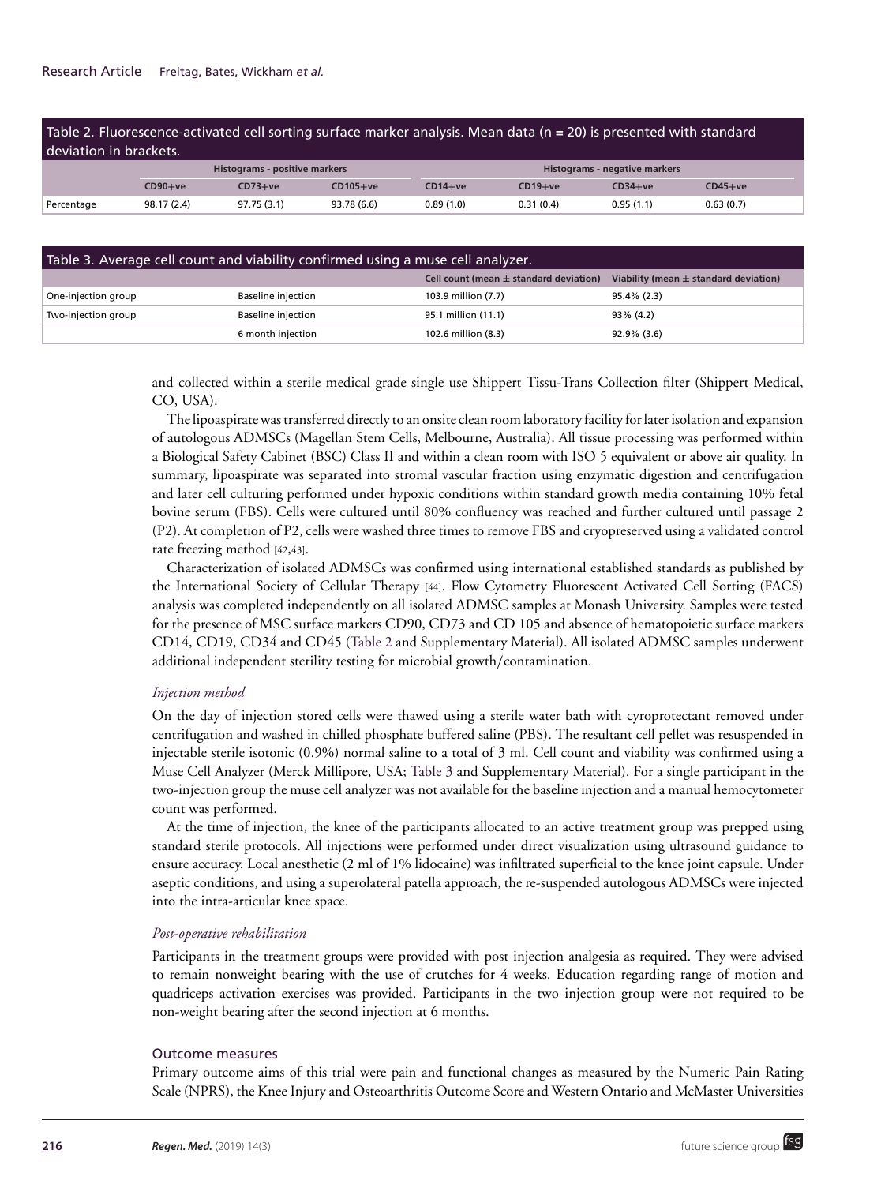Table 2. Fluorescence-activated cell sorting surface marker analysis. Mean data (n = 20) is presented with standard deviation in brackets.

| | Histograms - positive markers | | | Histograms - negative markers | | | |
|---|---|---|---|---|---|---|---|
| | CD90+ve | CD73+ve | CD105+ve | CD14+ve | CD19+ve | CD34+ve | CD45+ve |
| Percentage | 98.17 (2.4) | 97.75 (3.1) | 93.78 (6.6) | 0.89 (1.0) | 0.31 (0.4) | 0.95 (1.1) | 0.63 (0.7) |

Table 3. Average cell count and viability confirmed using a muse cell analyzer.

| | | Cell count (mean ± standard deviation) | Viability (mean ± standard deviation) |
|---|---|---|---|
| One-injection group | Baseline injection | 103.9 million (7.7) | 95.4% (2.3) |
| Two-injection group | Baseline injection | 95.1 million (11.1) | 93% (4.2) |
| | 6 month injection | 102.6 million (8.3) | 92.9% (3.6) |

and collected within a sterile medical grade single use Shippert Tissu-Trans Collection filter (Shippert Medical, CO, USA).

The lipoaspirate was transferred directly to an onsite clean room laboratory facility for later isolation and expansion of autologous ADMSCs (Magellan Stem Cells, Melbourne, Australia). All tissue processing was performed within a Biological Safety Cabinet (BSC) Class II and within a clean room with ISO 5 equivalent or above air quality. In summary, lipoaspirate was separated into stromal vascular fraction using enzymatic digestion and centrifugation and later cell culturing performed under hypoxic conditions within standard growth media containing 10% fetal bovine serum (FBS). Cells were cultured until 80% confluency was reached and further cultured until passage 2 (P2). At completion of P2, cells were washed three times to remove FBS and cryopreserved using a validated control rate freezing method [42,43].

Characterization of isolated ADMSCs was confirmed using international established standards as published by the International Society of Cellular Therapy [44]. Flow Cytometry Fluorescent Activated Cell Sorting (FACS) analysis was completed independently on all isolated ADMSC samples at Monash University. Samples were tested for the presence of MSC surface markers CD90, CD73 and CD 105 and absence of hematopoietic surface markers CD14, CD19, CD34 and CD45 (Table 2 and Supplementary Material). All isolated ADMSC samples underwent additional independent sterility testing for microbial growth/contamination.

### *Injection method*

On the day of injection stored cells were thawed using a sterile water bath with cyroprotectant removed under centrifugation and washed in chilled phosphate buffered saline (PBS). The resultant cell pellet was resuspended in injectable sterile isotonic (0.9%) normal saline to a total of 3 ml. Cell count and viability was confirmed using a Muse Cell Analyzer (Merck Millipore, USA; Table 3 and Supplementary Material). For a single participant in the two-injection group the muse cell analyzer was not available for the baseline injection and a manual hemocytometer count was performed.

At the time of injection, the knee of the participants allocated to an active treatment group was prepped using standard sterile protocols. All injections were performed under direct visualization using ultrasound guidance to ensure accuracy. Local anesthetic (2 ml of 1% lidocaine) was infiltrated superficial to the knee joint capsule. Under aseptic conditions, and using a superolateral patella approach, the re-suspended autologous ADMSCs were injected into the intra-articular knee space.

### *Post-operative rehabilitation*

Participants in the treatment groups were provided with post injection analgesia as required. They were advised to remain nonweight bearing with the use of crutches for 4 weeks. Education regarding range of motion and quadriceps activation exercises was provided. Participants in the two injection group were not required to be non-weight bearing after the second injection at 6 months.

## Outcome measures

Primary outcome aims of this trial were pain and functional changes as measured by the Numeric Pain Rating Scale (NPRS), the Knee Injury and Osteoarthritis Outcome Score and Western Ontario and McMaster Universities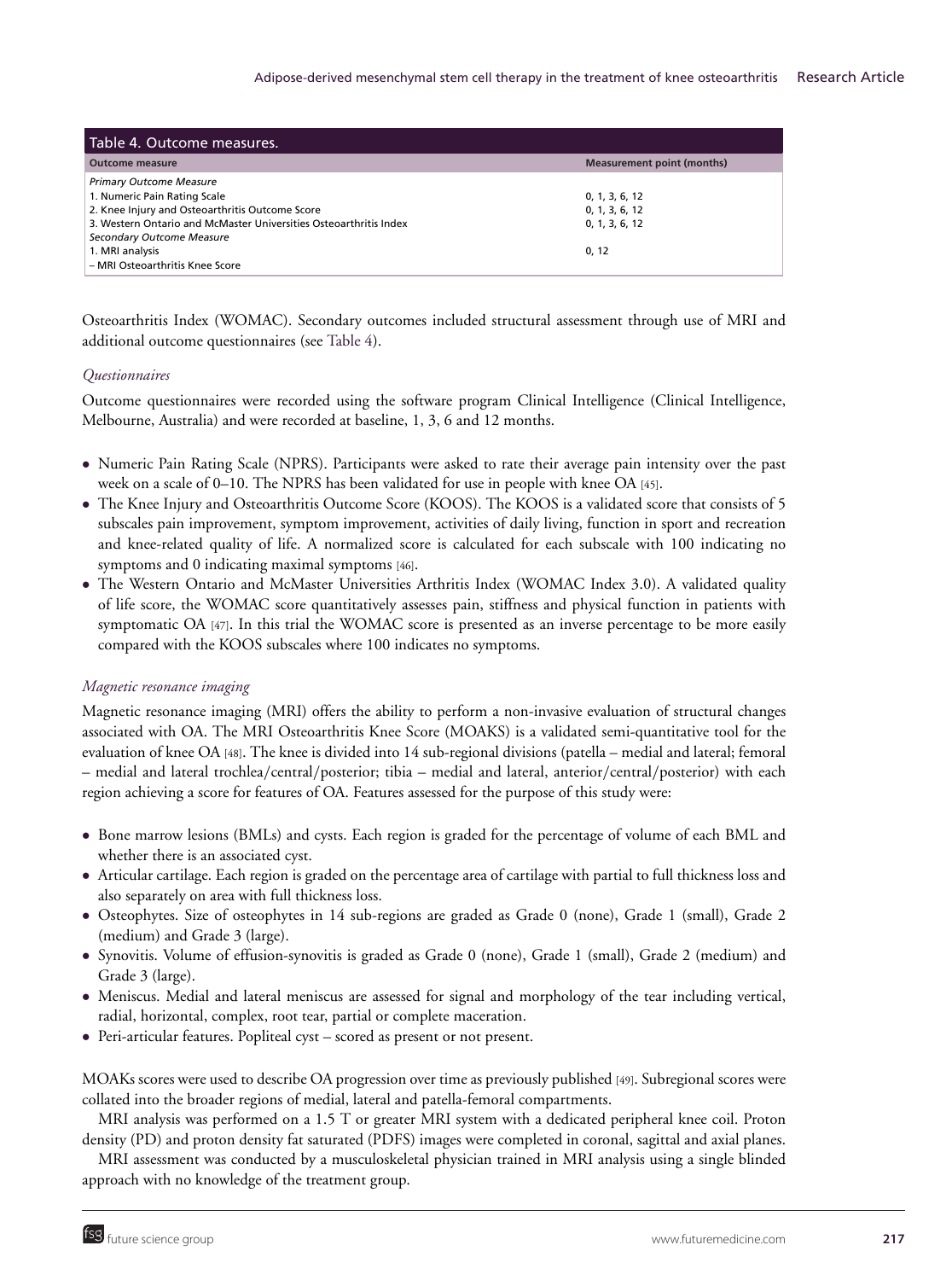**Table 4. Outcome measures.**

| Outcome measure | Measurement point (months) |
|---|---|
| *Primary Outcome Measure* | |
| 1. Numeric Pain Rating Scale | 0, 1, 3, 6, 12 |
| 2. Knee Injury and Osteoarthritis Outcome Score | 0, 1, 3, 6, 12 |
| 3. Western Ontario and McMaster Universities Osteoarthritis Index | 0, 1, 3, 6, 12 |
| *Secondary Outcome Measure* | |
| 1. MRI analysis | 0, 12 |
| – MRI Osteoarthritis Knee Score | |

Osteoarthritis Index (WOMAC). Secondary outcomes included structural assessment through use of MRI and additional outcome questionnaires (see Table 4).

*Questionnaires*

Outcome questionnaires were recorded using the software program Clinical Intelligence (Clinical Intelligence, Melbourne, Australia) and were recorded at baseline, 1, 3, 6 and 12 months.

- Numeric Pain Rating Scale (NPRS). Participants were asked to rate their average pain intensity over the past week on a scale of 0–10. The NPRS has been validated for use in people with knee OA [45].
- The Knee Injury and Osteoarthritis Outcome Score (KOOS). The KOOS is a validated score that consists of 5 subscales pain improvement, symptom improvement, activities of daily living, function in sport and recreation and knee-related quality of life. A normalized score is calculated for each subscale with 100 indicating no symptoms and 0 indicating maximal symptoms [46].
- The Western Ontario and McMaster Universities Arthritis Index (WOMAC Index 3.0). A validated quality of life score, the WOMAC score quantitatively assesses pain, stiffness and physical function in patients with symptomatic OA [47]. In this trial the WOMAC score is presented as an inverse percentage to be more easily compared with the KOOS subscales where 100 indicates no symptoms.

*Magnetic resonance imaging*

Magnetic resonance imaging (MRI) offers the ability to perform a non-invasive evaluation of structural changes associated with OA. The MRI Osteoarthritis Knee Score (MOAKS) is a validated semi-quantitative tool for the evaluation of knee OA [48]. The knee is divided into 14 sub-regional divisions (patella – medial and lateral; femoral – medial and lateral trochlea/central/posterior; tibia – medial and lateral, anterior/central/posterior) with each region achieving a score for features of OA. Features assessed for the purpose of this study were:

- Bone marrow lesions (BMLs) and cysts. Each region is graded for the percentage of volume of each BML and whether there is an associated cyst.
- Articular cartilage. Each region is graded on the percentage area of cartilage with partial to full thickness loss and also separately on area with full thickness loss.
- Osteophytes. Size of osteophytes in 14 sub-regions are graded as Grade 0 (none), Grade 1 (small), Grade 2 (medium) and Grade 3 (large).
- Synovitis. Volume of effusion-synovitis is graded as Grade 0 (none), Grade 1 (small), Grade 2 (medium) and Grade 3 (large).
- Meniscus. Medial and lateral meniscus are assessed for signal and morphology of the tear including vertical, radial, horizontal, complex, root tear, partial or complete maceration.
- Peri-articular features. Popliteal cyst – scored as present or not present.

MOAKs scores were used to describe OA progression over time as previously published [49]. Subregional scores were collated into the broader regions of medial, lateral and patella-femoral compartments.

MRI analysis was performed on a 1.5 T or greater MRI system with a dedicated peripheral knee coil. Proton density (PD) and proton density fat saturated (PDFS) images were completed in coronal, sagittal and axial planes.

MRI assessment was conducted by a musculoskeletal physician trained in MRI analysis using a single blinded approach with no knowledge of the treatment group.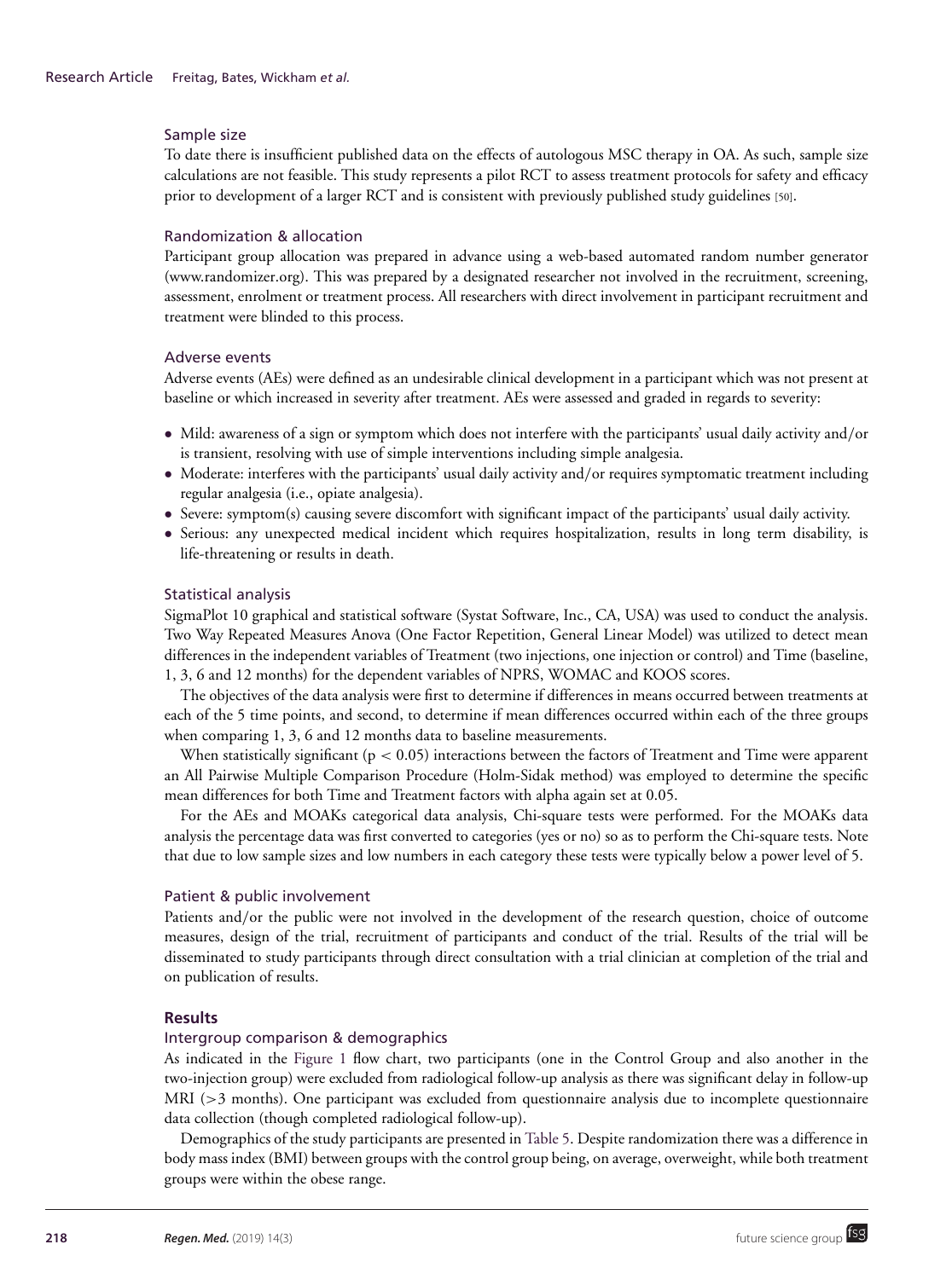### Sample size

To date there is insufficient published data on the effects of autologous MSC therapy in OA. As such, sample size calculations are not feasible. This study represents a pilot RCT to assess treatment protocols for safety and efficacy prior to development of a larger RCT and is consistent with previously published study guidelines [50].

### Randomization & allocation

Participant group allocation was prepared in advance using a web-based automated random number generator (www.randomizer.org). This was prepared by a designated researcher not involved in the recruitment, screening, assessment, enrolment or treatment process. All researchers with direct involvement in participant recruitment and treatment were blinded to this process.

### Adverse events

Adverse events (AEs) were defined as an undesirable clinical development in a participant which was not present at baseline or which increased in severity after treatment. AEs were assessed and graded in regards to severity:

- Mild: awareness of a sign or symptom which does not interfere with the participants' usual daily activity and/or is transient, resolving with use of simple interventions including simple analgesia.
- Moderate: interferes with the participants' usual daily activity and/or requires symptomatic treatment including regular analgesia (i.e., opiate analgesia).
- Severe: symptom(s) causing severe discomfort with significant impact of the participants' usual daily activity.
- Serious: any unexpected medical incident which requires hospitalization, results in long term disability, is life-threatening or results in death.

### Statistical analysis

SigmaPlot 10 graphical and statistical software (Systat Software, Inc., CA, USA) was used to conduct the analysis. Two Way Repeated Measures Anova (One Factor Repetition, General Linear Model) was utilized to detect mean differences in the independent variables of Treatment (two injections, one injection or control) and Time (baseline, 1, 3, 6 and 12 months) for the dependent variables of NPRS, WOMAC and KOOS scores.

The objectives of the data analysis were first to determine if differences in means occurred between treatments at each of the 5 time points, and second, to determine if mean differences occurred within each of the three groups when comparing 1, 3, 6 and 12 months data to baseline measurements.

When statistically significant ($p < 0.05$) interactions between the factors of Treatment and Time were apparent an All Pairwise Multiple Comparison Procedure (Holm-Sidak method) was employed to determine the specific mean differences for both Time and Treatment factors with alpha again set at 0.05.

For the AEs and MOAKs categorical data analysis, Chi-square tests were performed. For the MOAKs data analysis the percentage data was first converted to categories (yes or no) so as to perform the Chi-square tests. Note that due to low sample sizes and low numbers in each category these tests were typically below a power level of 5.

### Patient & public involvement

Patients and/or the public were not involved in the development of the research question, choice of outcome measures, design of the trial, recruitment of participants and conduct of the trial. Results of the trial will be disseminated to study participants through direct consultation with a trial clinician at completion of the trial and on publication of results.

## Results

### Intergroup comparison & demographics

As indicated in the Figure 1 flow chart, two participants (one in the Control Group and also another in the two-injection group) were excluded from radiological follow-up analysis as there was significant delay in follow-up MRI (>3 months). One participant was excluded from questionnaire analysis due to incomplete questionnaire data collection (though completed radiological follow-up).

Demographics of the study participants are presented in Table 5. Despite randomization there was a difference in body mass index (BMI) between groups with the control group being, on average, overweight, while both treatment groups were within the obese range.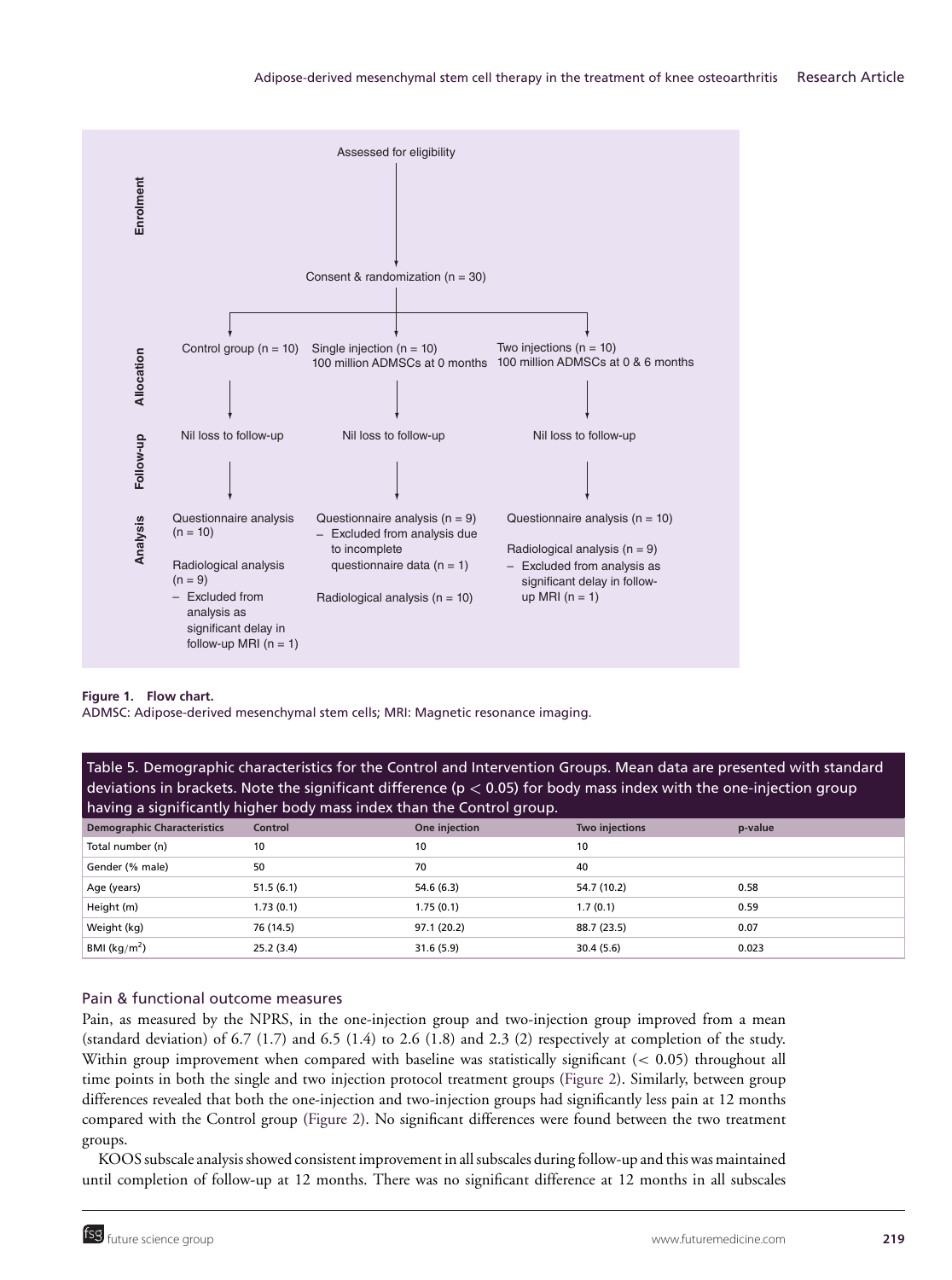**Enrolment**

Assessed for eligibility

Consent & randomization (n = 30)

**Allocation**

Control group (n = 10)

Single injection (n = 10)
100 million ADMSCs at 0 months

Two injections (n = 10)
100 million ADMSCs at 0 & 6 months

**Follow-up**

Nil loss to follow-up

Nil loss to follow-up

Nil loss to follow-up

**Analysis**

Questionnaire analysis (n = 10)

Radiological analysis (n = 9)
- Excluded from analysis as significant delay in follow-up MRI (n = 1)

Questionnaire analysis (n = 9)
- Excluded from analysis due to incomplete questionnaire data (n = 1)

Radiological analysis (n = 10)

Questionnaire analysis (n = 10)

Radiological analysis (n = 9)
- Excluded from analysis as significant delay in follow-up MRI (n = 1)

**Figure 1. Flow chart.**
ADMSC: Adipose-derived mesenchymal stem cells; MRI: Magnetic resonance imaging.

Table 5. Demographic characteristics for the Control and Intervention Groups. Mean data are presented with standard deviations in brackets. Note the significant difference ($p < 0.05$) for body mass index with the one-injection group having a significantly higher body mass index than the Control group.

| Demographic Characteristics | Control | One injection | Two injections | p-value |
|---|---|---|---|---|
| Total number (n) | 10 | 10 | 10 | |
| Gender (% male) | 50 | 70 | 40 | |
| Age (years) | 51.5 (6.1) | 54.6 (6.3) | 54.7 (10.2) | 0.58 |
| Height (m) | 1.73 (0.1) | 1.75 (0.1) | 1.7 (0.1) | 0.59 |
| Weight (kg) | 76 (14.5) | 97.1 (20.2) | 88.7 (23.5) | 0.07 |
| BMI ($kg/m^2$) | 25.2 (3.4) | 31.6 (5.9) | 30.4 (5.6) | 0.023 |

## Pain & functional outcome measures

Pain, as measured by the NPRS, in the one-injection group and two-injection group improved from a mean (standard deviation) of 6.7 (1.7) and 6.5 (1.4) to 2.6 (1.8) and 2.3 (2) respectively at completion of the study. Within group improvement when compared with baseline was statistically significant ($< 0.05$) throughout all time points in both the single and two injection protocol treatment groups (Figure 2). Similarly, between group differences revealed that both the one-injection and two-injection groups had significantly less pain at 12 months compared with the Control group (Figure 2). No significant differences were found between the two treatment groups.

KOOS subscale analysis showed consistent improvement in all subscales during follow-up and this was maintained until completion of follow-up at 12 months. There was no significant difference at 12 months in all subscales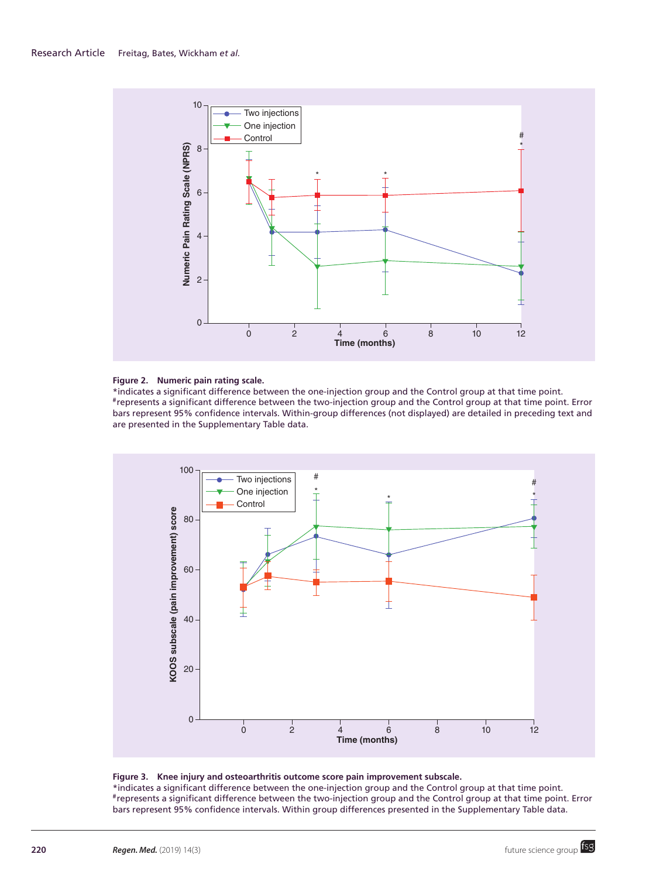**Figure 2. Numeric pain rating scale.**

*indicates a significant difference between the one-injection group and the Control group at that time point. #represents a significant difference between the two-injection group and the Control group at that time point. Error bars represent 95% confidence intervals. Within-group differences (not displayed) are detailed in preceding text and are presented in the Supplementary Table data.

**Figure 3. Knee injury and osteoarthritis outcome score pain improvement subscale.**

*indicates a significant difference between the one-injection group and the Control group at that time point. #represents a significant difference between the two-injection group and the Control group at that time point. Error bars represent 95% confidence intervals. Within group differences presented in the Supplementary Table data.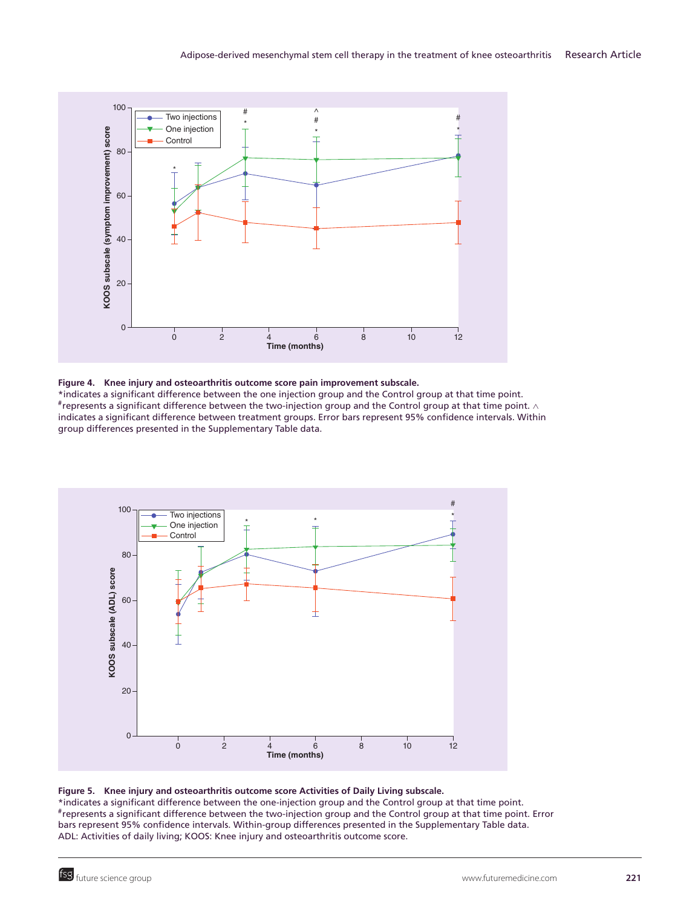**Figure 4. Knee injury and osteoarthritis outcome score pain improvement subscale.**
*indicates a significant difference between the one injection group and the Control group at that time point. #represents a significant difference between the two-injection group and the Control group at that time point. ^ indicates a significant difference between treatment groups. Error bars represent 95% confidence intervals. Within group differences presented in the Supplementary Table data.

**Figure 5. Knee injury and osteoarthritis outcome score Activities of Daily Living subscale.**
*indicates a significant difference between the one-injection group and the Control group at that time point. #represents a significant difference between the two-injection group and the Control group at that time point. Error bars represent 95% confidence intervals. Within-group differences presented in the Supplementary Table data.
ADL: Activities of daily living; KOOS: Knee injury and osteoarthritis outcome score.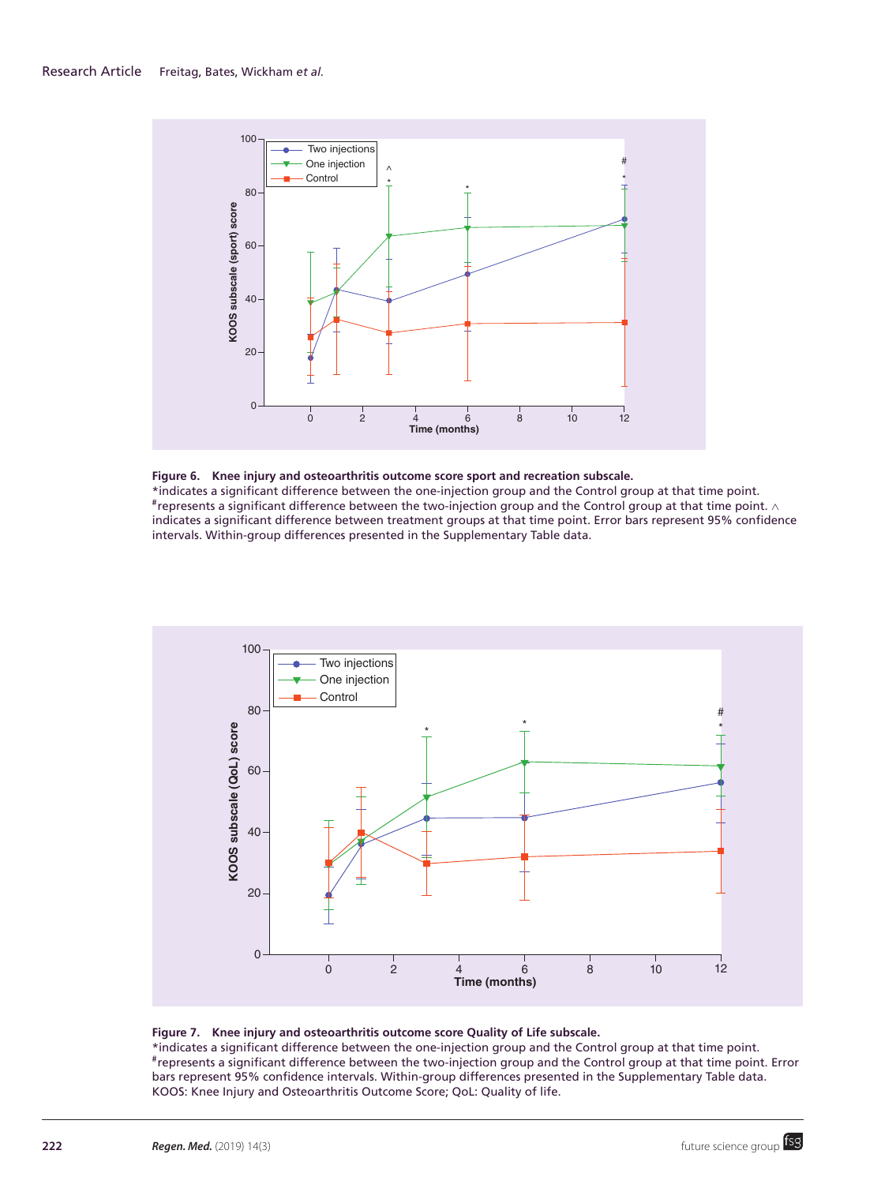**Figure 6. Knee injury and osteoarthritis outcome score sport and recreation subscale.**
*indicates a significant difference between the one-injection group and the Control group at that time point. #represents a significant difference between the two-injection group and the Control group at that time point. ^ indicates a significant difference between treatment groups at that time point. Error bars represent 95% confidence intervals. Within-group differences presented in the Supplementary Table data.

**Figure 7. Knee injury and osteoarthritis outcome score Quality of Life subscale.**
*indicates a significant difference between the one-injection group and the Control group at that time point. #represents a significant difference between the two-injection group and the Control group at that time point. Error bars represent 95% confidence intervals. Within-group differences presented in the Supplementary Table data.
KOOS: Knee Injury and Osteoarthritis Outcome Score; QoL: Quality of life.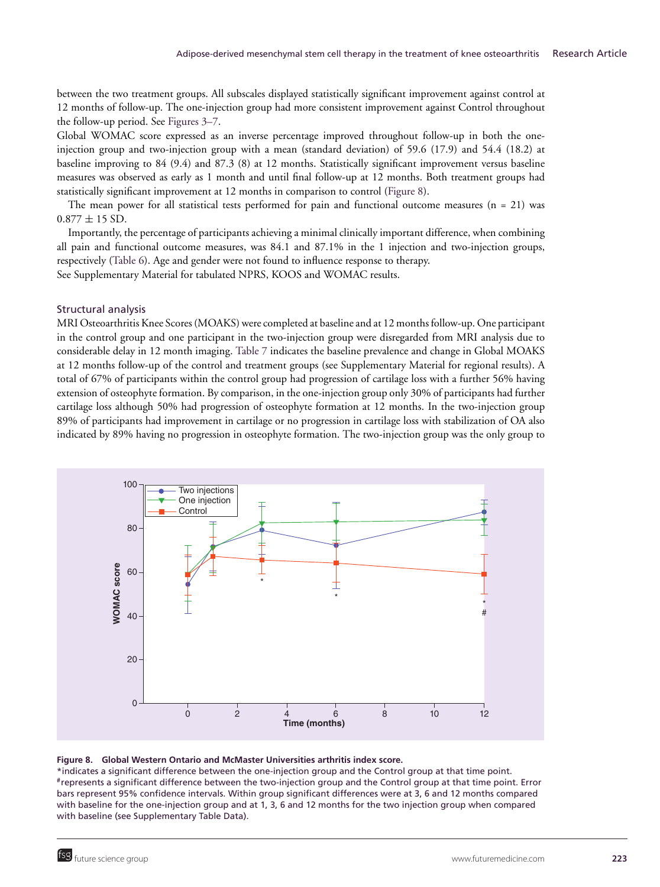between the two treatment groups. All subscales displayed statistically significant improvement against control at 12 months of follow-up. The one-injection group had more consistent improvement against Control throughout the follow-up period. See Figures 3–7.

Global WOMAC score expressed as an inverse percentage improved throughout follow-up in both the one-injection group and two-injection group with a mean (standard deviation) of 59.6 (17.9) and 54.4 (18.2) at baseline improving to 84 (9.4) and 87.3 (8) at 12 months. Statistically significant improvement versus baseline measures was observed as early as 1 month and until final follow-up at 12 months. Both treatment groups had statistically significant improvement at 12 months in comparison to control (Figure 8).

The mean power for all statistical tests performed for pain and functional outcome measures (n = 21) was $0.877 \pm 15$ SD.

Importantly, the percentage of participants achieving a minimal clinically important difference, when combining all pain and functional outcome measures, was 84.1 and 87.1% in the 1 injection and two-injection groups, respectively (Table 6). Age and gender were not found to influence response to therapy.

See Supplementary Material for tabulated NPRS, KOOS and WOMAC results.

## Structural analysis

MRI Osteoarthritis Knee Scores (MOAKS) were completed at baseline and at 12 months follow-up. One participant in the control group and one participant in the two-injection group were disregarded from MRI analysis due to considerable delay in 12 month imaging. Table 7 indicates the baseline prevalence and change in Global MOAKS at 12 months follow-up of the control and treatment groups (see Supplementary Material for regional results). A total of 67% of participants within the control group had progression of cartilage loss with a further 56% having extension of osteophyte formation. By comparison, in the one-injection group only 30% of participants had further cartilage loss although 50% had progression of osteophyte formation at 12 months. In the two-injection group 89% of participants had improvement in cartilage or no progression in cartilage loss with stabilization of OA also indicated by 89% having no progression in osteophyte formation. The two-injection group was the only group to

**Figure 8. Global Western Ontario and McMaster Universities arthritis index score.**
*indicates a significant difference between the one-injection group and the Control group at that time point.
#represents a significant difference between the two-injection group and the Control group at that time point. Error bars represent 95% confidence intervals. Within group significant differences were at 3, 6 and 12 months compared with baseline for the one-injection group and at 1, 3, 6 and 12 months for the two injection group when compared with baseline (see Supplementary Table Data).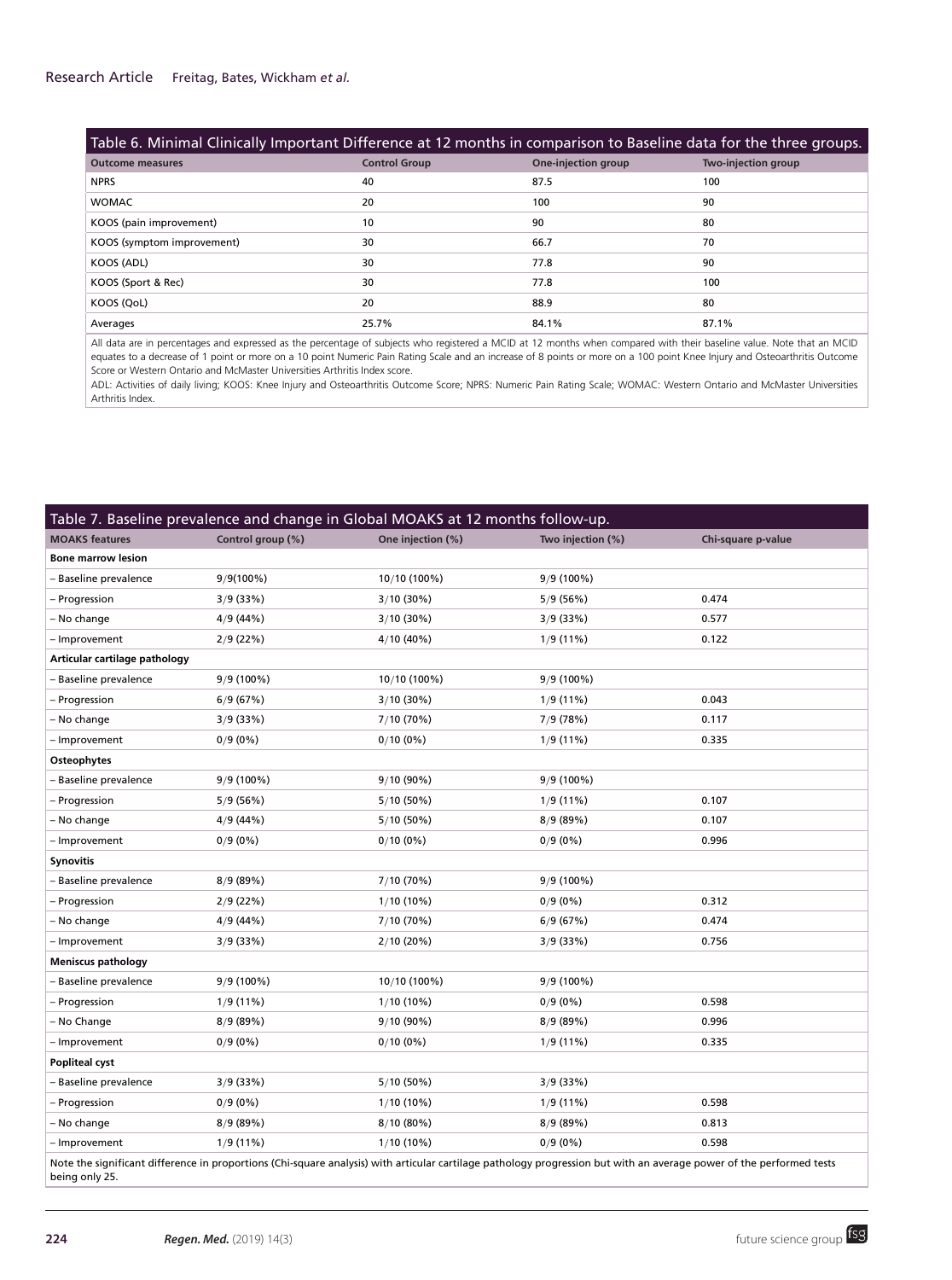Table 6. Minimal Clinically Important Difference at 12 months in comparison to Baseline data for the three groups.

| Outcome measures | Control Group | One-injection group | Two-injection group |
|---|---|---|---|
| NPRS | 40 | 87.5 | 100 |
| WOMAC | 20 | 100 | 90 |
| KOOS (pain improvement) | 10 | 90 | 80 |
| KOOS (symptom improvement) | 30 | 66.7 | 70 |
| KOOS (ADL) | 30 | 77.8 | 90 |
| KOOS (Sport & Rec) | 30 | 77.8 | 100 |
| KOOS (QoL) | 20 | 88.9 | 80 |
| Averages | 25.7% | 84.1% | 87.1% |

All data are in percentages and expressed as the percentage of subjects who registered a MCID at 12 months when compared with their baseline value. Note that an MCID equates to a decrease of 1 point or more on a 10 point Numeric Pain Rating Scale and an increase of 8 points or more on a 100 point Knee Injury and Osteoarthritis Outcome Score or Western Ontario and McMaster Universities Arthritis Index score.

ADL: Activities of daily living; KOOS: Knee Injury and Osteoarthritis Outcome Score; NPRS: Numeric Pain Rating Scale; WOMAC: Western Ontario and McMaster Universities Arthritis Index.

Table 7. Baseline prevalence and change in Global MOAKS at 12 months follow-up.

| MOAKS features | Control group (%) | One injection (%) | Two injection (%) | Chi-square p-value |
|---|---|---|---|---|
| **Bone marrow lesion** | | | | |
| – Baseline prevalence | 9/9(100%) | 10/10 (100%) | 9/9 (100%) | |
| – Progression | 3/9 (33%) | 3/10 (30%) | 5/9 (56%) | 0.474 |
| – No change | 4/9 (44%) | 3/10 (30%) | 3/9 (33%) | 0.577 |
| – Improvement | 2/9 (22%) | 4/10 (40%) | 1/9 (11%) | 0.122 |
| **Articular cartilage pathology** | | | | |
| – Baseline prevalence | 9/9 (100%) | 10/10 (100%) | 9/9 (100%) | |
| – Progression | 6/9 (67%) | 3/10 (30%) | 1/9 (11%) | 0.043 |
| – No change | 3/9 (33%) | 7/10 (70%) | 7/9 (78%) | 0.117 |
| – Improvement | 0/9 (0%) | 0/10 (0%) | 1/9 (11%) | 0.335 |
| **Osteophytes** | | | | |
| – Baseline prevalence | 9/9 (100%) | 9/10 (90%) | 9/9 (100%) | |
| – Progression | 5/9 (56%) | 5/10 (50%) | 1/9 (11%) | 0.107 |
| – No change | 4/9 (44%) | 5/10 (50%) | 8/9 (89%) | 0.107 |
| – Improvement | 0/9 (0%) | 0/10 (0%) | 0/9 (0%) | 0.996 |
| **Synovitis** | | | | |
| – Baseline prevalence | 8/9 (89%) | 7/10 (70%) | 9/9 (100%) | |
| – Progression | 2/9 (22%) | 1/10 (10%) | 0/9 (0%) | 0.312 |
| – No change | 4/9 (44%) | 7/10 (70%) | 6/9 (67%) | 0.474 |
| – Improvement | 3/9 (33%) | 2/10 (20%) | 3/9 (33%) | 0.756 |
| **Meniscus pathology** | | | | |
| – Baseline prevalence | 9/9 (100%) | 10/10 (100%) | 9/9 (100%) | |
| – Progression | 1/9 (11%) | 1/10 (10%) | 0/9 (0%) | 0.598 |
| – No Change | 8/9 (89%) | 9/10 (90%) | 8/9 (89%) | 0.996 |
| – Improvement | 0/9 (0%) | 0/10 (0%) | 1/9 (11%) | 0.335 |
| **Popliteal cyst** | | | | |
| – Baseline prevalence | 3/9 (33%) | 5/10 (50%) | 3/9 (33%) | |
| – Progression | 0/9 (0%) | 1/10 (10%) | 1/9 (11%) | 0.598 |
| – No change | 8/9 (89%) | 8/10 (80%) | 8/9 (89%) | 0.813 |
| – Improvement | 1/9 (11%) | 1/10 (10%) | 0/9 (0%) | 0.598 |

Note the significant difference in proportions (Chi-square analysis) with articular cartilage pathology progression but with an average power of the performed tests being only 25.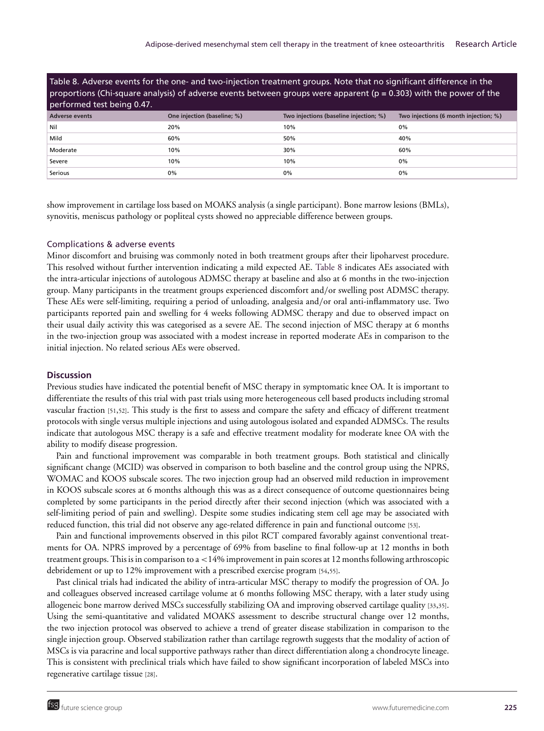Table 8. Adverse events for the one- and two-injection treatment groups. Note that no significant difference in the proportions (Chi-square analysis) of adverse events between groups were apparent ($p = 0.303$) with the power of the performed test being 0.47.

| Adverse events | One injection (baseline; %) | Two injections (baseline injection; %) | Two injections (6 month injection; %) |
|---|---|---|---|
| Nil | 20% | 10% | 0% |
| Mild | 60% | 50% | 40% |
| Moderate | 10% | 30% | 60% |
| Severe | 10% | 10% | 0% |
| Serious | 0% | 0% | 0% |

show improvement in cartilage loss based on MOAKS analysis (a single participant). Bone marrow lesions (BMLs), synovitis, meniscus pathology or popliteal cysts showed no appreciable difference between groups.

### Complications & adverse events

Minor discomfort and bruising was commonly noted in both treatment groups after their lipoharvest procedure. This resolved without further intervention indicating a mild expected AE. Table 8 indicates AEs associated with the intra-articular injections of autologous ADMSC therapy at baseline and also at 6 months in the two-injection group. Many participants in the treatment groups experienced discomfort and/or swelling post ADMSC therapy. These AEs were self-limiting, requiring a period of unloading, analgesia and/or oral anti-inflammatory use. Two participants reported pain and swelling for 4 weeks following ADMSC therapy and due to observed impact on their usual daily activity this was categorised as a severe AE. The second injection of MSC therapy at 6 months in the two-injection group was associated with a modest increase in reported moderate AEs in comparison to the initial injection. No related serious AEs were observed.

## Discussion

Previous studies have indicated the potential benefit of MSC therapy in symptomatic knee OA. It is important to differentiate the results of this trial with past trials using more heterogeneous cell based products including stromal vascular fraction [51,52]. This study is the first to assess and compare the safety and efficacy of different treatment protocols with single versus multiple injections and using autologous isolated and expanded ADMSCs. The results indicate that autologous MSC therapy is a safe and effective treatment modality for moderate knee OA with the ability to modify disease progression.

Pain and functional improvement was comparable in both treatment groups. Both statistical and clinically significant change (MCID) was observed in comparison to both baseline and the control group using the NPRS, WOMAC and KOOS subscale scores. The two injection group had an observed mild reduction in improvement in KOOS subscale scores at 6 months although this was as a direct consequence of outcome questionnaires being completed by some participants in the period directly after their second injection (which was associated with a self-limiting period of pain and swelling). Despite some studies indicating stem cell age may be associated with reduced function, this trial did not observe any age-related difference in pain and functional outcome [53].

Pain and functional improvements observed in this pilot RCT compared favorably against conventional treatments for OA. NPRS improved by a percentage of 69% from baseline to final follow-up at 12 months in both treatment groups. This is in comparison to a <14% improvement in pain scores at 12 months following arthroscopic debridement or up to 12% improvement with a prescribed exercise program [54,55].

Past clinical trials had indicated the ability of intra-articular MSC therapy to modify the progression of OA. Jo and colleagues observed increased cartilage volume at 6 months following MSC therapy, with a later study using allogeneic bone marrow derived MSCs successfully stabilizing OA and improving observed cartilage quality [33,35]. Using the semi-quantitative and validated MOAKS assessment to describe structural change over 12 months, the two injection protocol was observed to achieve a trend of greater disease stabilization in comparison to the single injection group. Observed stabilization rather than cartilage regrowth suggests that the modality of action of MSCs is via paracrine and local supportive pathways rather than direct differentiation along a chondrocyte lineage. This is consistent with preclinical trials which have failed to show significant incorporation of labeled MSCs into regenerative cartilage tissue [28].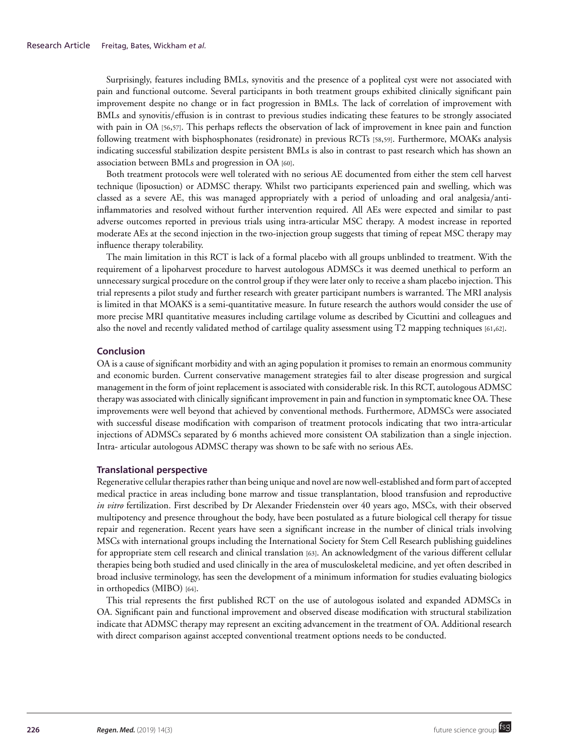Surprisingly, features including BMLs, synovitis and the presence of a popliteal cyst were not associated with pain and functional outcome. Several participants in both treatment groups exhibited clinically significant pain improvement despite no change or in fact progression in BMLs. The lack of correlation of improvement with BMLs and synovitis/effusion is in contrast to previous studies indicating these features to be strongly associated with pain in OA [56,57]. This perhaps reflects the observation of lack of improvement in knee pain and function following treatment with bisphosphonates (residronate) in previous RCTs [58,59]. Furthermore, MOAKs analysis indicating successful stabilization despite persistent BMLs is also in contrast to past research which has shown an association between BMLs and progression in OA [60].

Both treatment protocols were well tolerated with no serious AE documented from either the stem cell harvest technique (liposuction) or ADMSC therapy. Whilst two participants experienced pain and swelling, which was classed as a severe AE, this was managed appropriately with a period of unloading and oral analgesia/anti-inflammatories and resolved without further intervention required. All AEs were expected and similar to past adverse outcomes reported in previous trials using intra-articular MSC therapy. A modest increase in reported moderate AEs at the second injection in the two-injection group suggests that timing of repeat MSC therapy may influence therapy tolerability.

The main limitation in this RCT is lack of a formal placebo with all groups unblinded to treatment. With the requirement of a lipoharvest procedure to harvest autologous ADMSCs it was deemed unethical to perform an unnecessary surgical procedure on the control group if they were later only to receive a sham placebo injection. This trial represents a pilot study and further research with greater participant numbers is warranted. The MRI analysis is limited in that MOAKS is a semi-quantitative measure. In future research the authors would consider the use of more precise MRI quantitative measures including cartilage volume as described by Cicuttini and colleagues and also the novel and recently validated method of cartilage quality assessment using T2 mapping techniques [61,62].

## Conclusion

OA is a cause of significant morbidity and with an aging population it promises to remain an enormous community and economic burden. Current conservative management strategies fail to alter disease progression and surgical management in the form of joint replacement is associated with considerable risk. In this RCT, autologous ADMSC therapy was associated with clinically significant improvement in pain and function in symptomatic knee OA. These improvements were well beyond that achieved by conventional methods. Furthermore, ADMSCs were associated with successful disease modification with comparison of treatment protocols indicating that two intra-articular injections of ADMSCs separated by 6 months achieved more consistent OA stabilization than a single injection. Intra- articular autologous ADMSC therapy was shown to be safe with no serious AEs.

## Translational perspective

Regenerative cellular therapies rather than being unique and novel are now well-established and form part of accepted medical practice in areas including bone marrow and tissue transplantation, blood transfusion and reproductive *in vitro* fertilization. First described by Dr Alexander Friedenstein over 40 years ago, MSCs, with their observed multipotency and presence throughout the body, have been postulated as a future biological cell therapy for tissue repair and regeneration. Recent years have seen a significant increase in the number of clinical trials involving MSCs with international groups including the International Society for Stem Cell Research publishing guidelines for appropriate stem cell research and clinical translation [63]. An acknowledgment of the various different cellular therapies being both studied and used clinically in the area of musculoskeletal medicine, and yet often described in broad inclusive terminology, has seen the development of a minimum information for studies evaluating biologics in orthopedics (MIBO) [64].

This trial represents the first published RCT on the use of autologous isolated and expanded ADMSCs in OA. Significant pain and functional improvement and observed disease modification with structural stabilization indicate that ADMSC therapy may represent an exciting advancement in the treatment of OA. Additional research with direct comparison against accepted conventional treatment options needs to be conducted.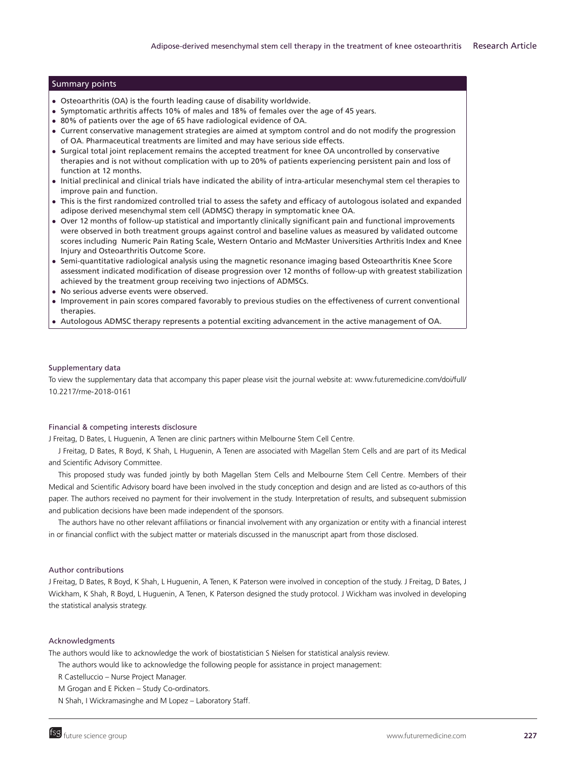## Summary points

- Osteoarthritis (OA) is the fourth leading cause of disability worldwide.
- Symptomatic arthritis affects 10% of males and 18% of females over the age of 45 years.
- 80% of patients over the age of 65 have radiological evidence of OA.
- Current conservative management strategies are aimed at symptom control and do not modify the progression of OA. Pharmaceutical treatments are limited and may have serious side effects.
- Surgical total joint replacement remains the accepted treatment for knee OA uncontrolled by conservative therapies and is not without complication with up to 20% of patients experiencing persistent pain and loss of function at 12 months.
- Initial preclinical and clinical trials have indicated the ability of intra-articular mesenchymal stem cel therapies to improve pain and function.
- This is the first randomized controlled trial to assess the safety and efficacy of autologous isolated and expanded adipose derived mesenchymal stem cell (ADMSC) therapy in symptomatic knee OA.
- Over 12 months of follow-up statistical and importantly clinically significant pain and functional improvements were observed in both treatment groups against control and baseline values as measured by validated outcome scores including Numeric Pain Rating Scale, Western Ontario and McMaster Universities Arthritis Index and Knee Injury and Osteoarthritis Outcome Score.
- Semi-quantitative radiological analysis using the magnetic resonance imaging based Osteoarthritis Knee Score assessment indicated modification of disease progression over 12 months of follow-up with greatest stabilization achieved by the treatment group receiving two injections of ADMSCs.
- No serious adverse events were observed.
- Improvement in pain scores compared favorably to previous studies on the effectiveness of current conventional therapies.
- Autologous ADMSC therapy represents a potential exciting advancement in the active management of OA.

### Supplementary data

To view the supplementary data that accompany this paper please visit the journal website at: www.futuremedicine.com/doi/full/10.2217/rme-2018-0161

### Financial & competing interests disclosure

J Freitag, D Bates, L Huguenin, A Tenen are clinic partners within Melbourne Stem Cell Centre.

J Freitag, D Bates, R Boyd, K Shah, L Huguenin, A Tenen are associated with Magellan Stem Cells and are part of its Medical and Scientific Advisory Committee.

This proposed study was funded jointly by both Magellan Stem Cells and Melbourne Stem Cell Centre. Members of their Medical and Scientific Advisory board have been involved in the study conception and design and are listed as co-authors of this paper. The authors received no payment for their involvement in the study. Interpretation of results, and subsequent submission and publication decisions have been made independent of the sponsors.

The authors have no other relevant affiliations or financial involvement with any organization or entity with a financial interest in or financial conflict with the subject matter or materials discussed in the manuscript apart from those disclosed.

### Author contributions

J Freitag, D Bates, R Boyd, K Shah, L Huguenin, A Tenen, K Paterson were involved in conception of the study. J Freitag, D Bates, J Wickham, K Shah, R Boyd, L Huguenin, A Tenen, K Paterson designed the study protocol. J Wickham was involved in developing the statistical analysis strategy.

### Acknowledgments

The authors would like to acknowledge the work of biostatistician S Nielsen for statistical analysis review.

The authors would like to acknowledge the following people for assistance in project management:

R Castelluccio – Nurse Project Manager.

M Grogan and E Picken – Study Co-ordinators.

N Shah, I Wickramasinghe and M Lopez – Laboratory Staff.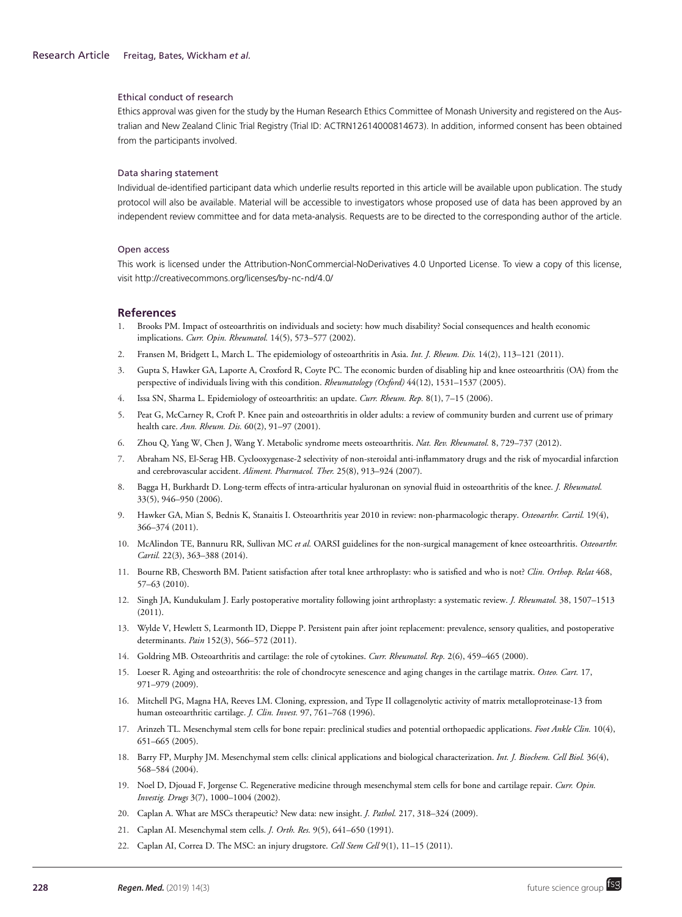#### Ethical conduct of research

Ethics approval was given for the study by the Human Research Ethics Committee of Monash University and registered on the Australian and New Zealand Clinic Trial Registry (Trial ID: ACTRN12614000814673). In addition, informed consent has been obtained from the participants involved.

#### Data sharing statement

Individual de-identified participant data which underlie results reported in this article will be available upon publication. The study protocol will also be available. Material will be accessible to investigators whose proposed use of data has been approved by an independent review committee and for data meta-analysis. Requests are to be directed to the corresponding author of the article.

#### Open access

This work is licensed under the Attribution-NonCommercial-NoDerivatives 4.0 Unported License. To view a copy of this license, visit http://creativecommons.org/licenses/by-nc-nd/4.0/

## References

1. Brooks PM. Impact of osteoarthritis on individuals and society: how much disability? Social consequences and health economic implications. *Curr. Opin. Rheumatol.* 14(5), 573–577 (2002).
2. Fransen M, Bridgett L, March L. The epidemiology of osteoarthritis in Asia. *Int. J. Rheum. Dis.* 14(2), 113–121 (2011).
3. Gupta S, Hawker GA, Laporte A, Croxford R, Coyte PC. The economic burden of disabling hip and knee osteoarthritis (OA) from the perspective of individuals living with this condition. *Rheumatology (Oxford)* 44(12), 1531–1537 (2005).
4. Issa SN, Sharma L. Epidemiology of osteoarthritis: an update. *Curr. Rheum. Rep.* 8(1), 7–15 (2006).
5. Peat G, McCarney R, Croft P. Knee pain and osteoarthritis in older adults: a review of community burden and current use of primary health care. *Ann. Rheum. Dis.* 60(2), 91–97 (2001).
6. Zhou Q, Yang W, Chen J, Wang Y. Metabolic syndrome meets osteoarthritis. *Nat. Rev. Rheumatol.* 8, 729–737 (2012).
7. Abraham NS, El-Serag HB. Cyclooxygenase-2 selectivity of non-steroidal anti-inflammatory drugs and the risk of myocardial infarction and cerebrovascular accident. *Aliment. Pharmacol. Ther.* 25(8), 913–924 (2007).
8. Bagga H, Burkhardt D. Long-term effects of intra-articular hyaluronan on synovial fluid in osteoarthritis of the knee. *J. Rheumatol.* 33(5), 946–950 (2006).
9. Hawker GA, Mian S, Bednis K, Stanaitis I. Osteoarthritis year 2010 in review: non-pharmacologic therapy. *Osteoarthr. Cartil.* 19(4), 366–374 (2011).
10. McAlindon TE, Bannuru RR, Sullivan MC *et al.* OARSI guidelines for the non-surgical management of knee osteoarthritis. *Osteoarthr. Cartil.* 22(3), 363–388 (2014).
11. Bourne RB, Chesworth BM. Patient satisfaction after total knee arthroplasty: who is satisfied and who is not? *Clin. Orthop. Relat* 468, 57–63 (2010).
12. Singh JA, Kundukulam J. Early postoperative mortality following joint arthroplasty: a systematic review. *J. Rheumatol.* 38, 1507–1513 (2011).
13. Wylde V, Hewlett S, Learmonth ID, Dieppe P. Persistent pain after joint replacement: prevalence, sensory qualities, and postoperative determinants. *Pain* 152(3), 566–572 (2011).
14. Goldring MB. Osteoarthritis and cartilage: the role of cytokines. *Curr. Rheumatol. Rep.* 2(6), 459–465 (2000).
15. Loeser R. Aging and osteoarthritis: the role of chondrocyte senescence and aging changes in the cartilage matrix. *Osteo. Cart.* 17, 971–979 (2009).
16. Mitchell PG, Magna HA, Reeves LM. Cloning, expression, and Type II collagenolytic activity of matrix metalloproteinase-13 from human osteoarthritic cartilage. *J. Clin. Invest.* 97, 761–768 (1996).
17. Arinzeh TL. Mesenchymal stem cells for bone repair: preclinical studies and potential orthopaedic applications. *Foot Ankle Clin.* 10(4), 651–665 (2005).
18. Barry FP, Murphy JM. Mesenchymal stem cells: clinical applications and biological characterization. *Int. J. Biochem. Cell Biol.* 36(4), 568–584 (2004).
19. Noel D, Djouad F, Jorgense C. Regenerative medicine through mesenchymal stem cells for bone and cartilage repair. *Curr. Opin. Investig. Drugs* 3(7), 1000–1004 (2002).
20. Caplan A. What are MSCs therapeutic? New data: new insight. *J. Pathol.* 217, 318–324 (2009).
21. Caplan AI. Mesenchymal stem cells. *J. Orth. Res.* 9(5), 641–650 (1991).
22. Caplan AI, Correa D. The MSC: an injury drugstore. *Cell Stem Cell* 9(1), 11–15 (2011).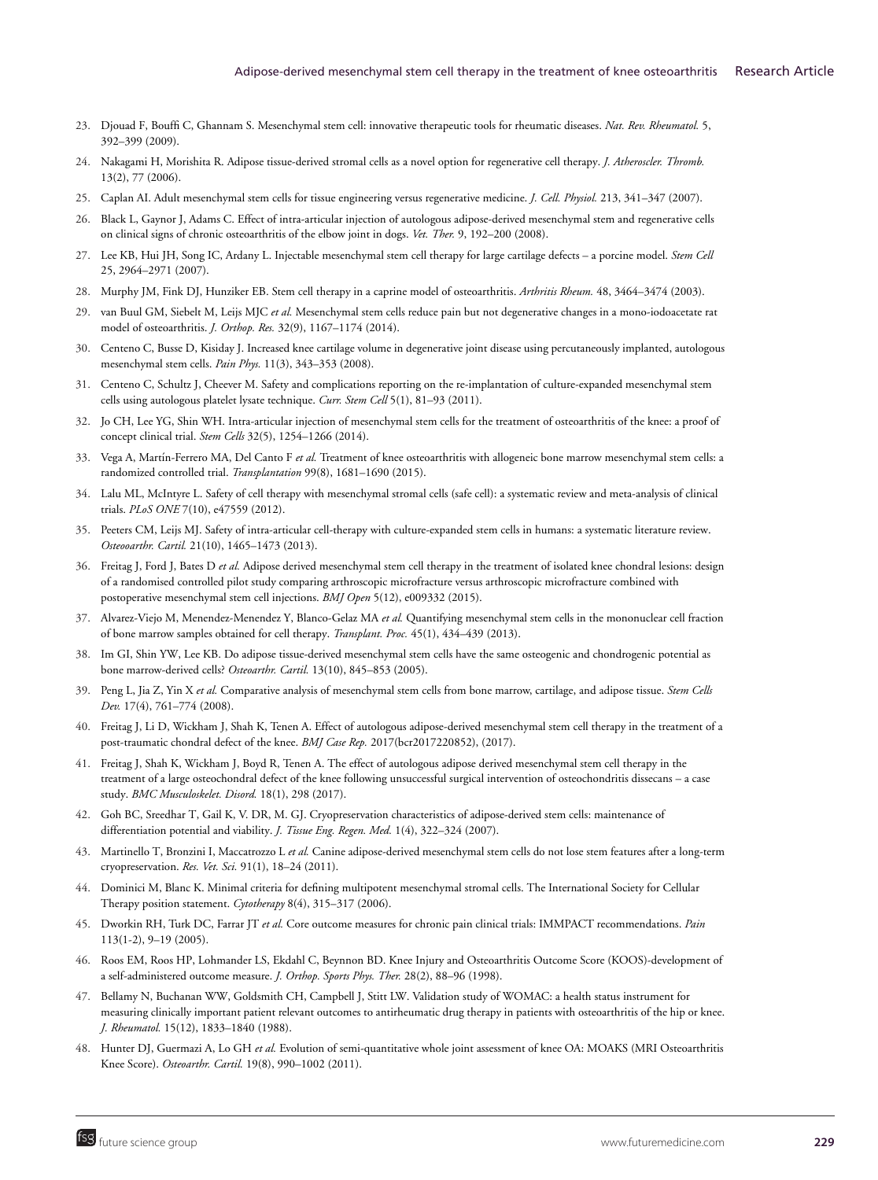23. Djouad F, Bouffi C, Ghannam S. Mesenchymal stem cell: innovative therapeutic tools for rheumatic diseases. *Nat. Rev. Rheumatol.* 5, 392–399 (2009).
24. Nakagami H, Morishita R. Adipose tissue-derived stromal cells as a novel option for regenerative cell therapy. *J. Atheroscler. Thromb.* 13(2), 77 (2006).
25. Caplan AI. Adult mesenchymal stem cells for tissue engineering versus regenerative medicine. *J. Cell. Physiol.* 213, 341–347 (2007).
26. Black L, Gaynor J, Adams C. Effect of intra-articular injection of autologous adipose-derived mesenchymal stem and regenerative cells on clinical signs of chronic osteoarthritis of the elbow joint in dogs. *Vet. Ther.* 9, 192–200 (2008).
27. Lee KB, Hui JH, Song IC, Ardany L. Injectable mesenchymal stem cell therapy for large cartilage defects – a porcine model. *Stem Cell* 25, 2964–2971 (2007).
28. Murphy JM, Fink DJ, Hunziker EB. Stem cell therapy in a caprine model of osteoarthritis. *Arthritis Rheum.* 48, 3464–3474 (2003).
29. van Buul GM, Siebelt M, Leijs MJC *et al.* Mesenchymal stem cells reduce pain but not degenerative changes in a mono-iodoacetate rat model of osteoarthritis. *J. Orthop. Res.* 32(9), 1167–1174 (2014).
30. Centeno C, Busse D, Kisiday J. Increased knee cartilage volume in degenerative joint disease using percutaneously implanted, autologous mesenchymal stem cells. *Pain Phys.* 11(3), 343–353 (2008).
31. Centeno C, Schultz J, Cheever M. Safety and complications reporting on the re-implantation of culture-expanded mesenchymal stem cells using autologous platelet lysate technique. *Curr. Stem Cell* 5(1), 81–93 (2011).
32. Jo CH, Lee YG, Shin WH. Intra-articular injection of mesenchymal stem cells for the treatment of osteoarthritis of the knee: a proof of concept clinical trial. *Stem Cells* 32(5), 1254–1266 (2014).
33. Vega A, Martín-Ferrero MA, Del Canto F *et al.* Treatment of knee osteoarthritis with allogeneic bone marrow mesenchymal stem cells: a randomized controlled trial. *Transplantation* 99(8), 1681–1690 (2015).
34. Lalu ML, McIntyre L. Safety of cell therapy with mesenchymal stromal cells (safe cell): a systematic review and meta-analysis of clinical trials. *PLoS ONE* 7(10), e47559 (2012).
35. Peeters CM, Leijs MJ. Safety of intra-articular cell-therapy with culture-expanded stem cells in humans: a systematic literature review. *Osteooarthr. Cartil.* 21(10), 1465–1473 (2013).
36. Freitag J, Ford J, Bates D *et al.* Adipose derived mesenchymal stem cell therapy in the treatment of isolated knee chondral lesions: design of a randomised controlled pilot study comparing arthroscopic microfracture versus arthroscopic microfracture combined with postoperative mesenchymal stem cell injections. *BMJ Open* 5(12), e009332 (2015).
37. Alvarez-Viejo M, Menendez-Menendez Y, Blanco-Gelaz MA *et al.* Quantifying mesenchymal stem cells in the mononuclear cell fraction of bone marrow samples obtained for cell therapy. *Transplant. Proc.* 45(1), 434–439 (2013).
38. Im GI, Shin YW, Lee KB. Do adipose tissue-derived mesenchymal stem cells have the same osteogenic and chondrogenic potential as bone marrow-derived cells? *Osteoarthr. Cartil.* 13(10), 845–853 (2005).
39. Peng L, Jia Z, Yin X *et al.* Comparative analysis of mesenchymal stem cells from bone marrow, cartilage, and adipose tissue. *Stem Cells Dev.* 17(4), 761–774 (2008).
40. Freitag J, Li D, Wickham J, Shah K, Tenen A. Effect of autologous adipose-derived mesenchymal stem cell therapy in the treatment of a post-traumatic chondral defect of the knee. *BMJ Case Rep.* 2017(bcr2017220852), (2017).
41. Freitag J, Shah K, Wickham J, Boyd R, Tenen A. The effect of autologous adipose derived mesenchymal stem cell therapy in the treatment of a large osteochondral defect of the knee following unsuccessful surgical intervention of osteochondritis dissecans – a case study. *BMC Musculoskelet. Disord.* 18(1), 298 (2017).
42. Goh BC, Sreedhar T, Gail K, V. DR, M. GJ. Cryopreservation characteristics of adipose-derived stem cells: maintenance of differentiation potential and viability. *J. Tissue Eng. Regen. Med.* 1(4), 322–324 (2007).
43. Martinello T, Bronzini I, Maccatrozzo L *et al.* Canine adipose-derived mesenchymal stem cells do not lose stem features after a long-term cryopreservation. *Res. Vet. Sci.* 91(1), 18–24 (2011).
44. Dominici M, Blanc K. Minimal criteria for defining multipotent mesenchymal stromal cells. The International Society for Cellular Therapy position statement. *Cytotherapy* 8(4), 315–317 (2006).
45. Dworkin RH, Turk DC, Farrar JT *et al.* Core outcome measures for chronic pain clinical trials: IMMPACT recommendations. *Pain* 113(1-2), 9–19 (2005).
46. Roos EM, Roos HP, Lohmander LS, Ekdahl C, Beynnon BD. Knee Injury and Osteoarthritis Outcome Score (KOOS)-development of a self-administered outcome measure. *J. Orthop. Sports Phys. Ther.* 28(2), 88–96 (1998).
47. Bellamy N, Buchanan WW, Goldsmith CH, Campbell J, Stitt LW. Validation study of WOMAC: a health status instrument for measuring clinically important patient relevant outcomes to antirheumatic drug therapy in patients with osteoarthritis of the hip or knee. *J. Rheumatol.* 15(12), 1833–1840 (1988).
48. Hunter DJ, Guermazi A, Lo GH *et al.* Evolution of semi-quantitative whole joint assessment of knee OA: MOAKS (MRI Osteoarthritis Knee Score). *Osteoarthr. Cartil.* 19(8), 990–1002 (2011).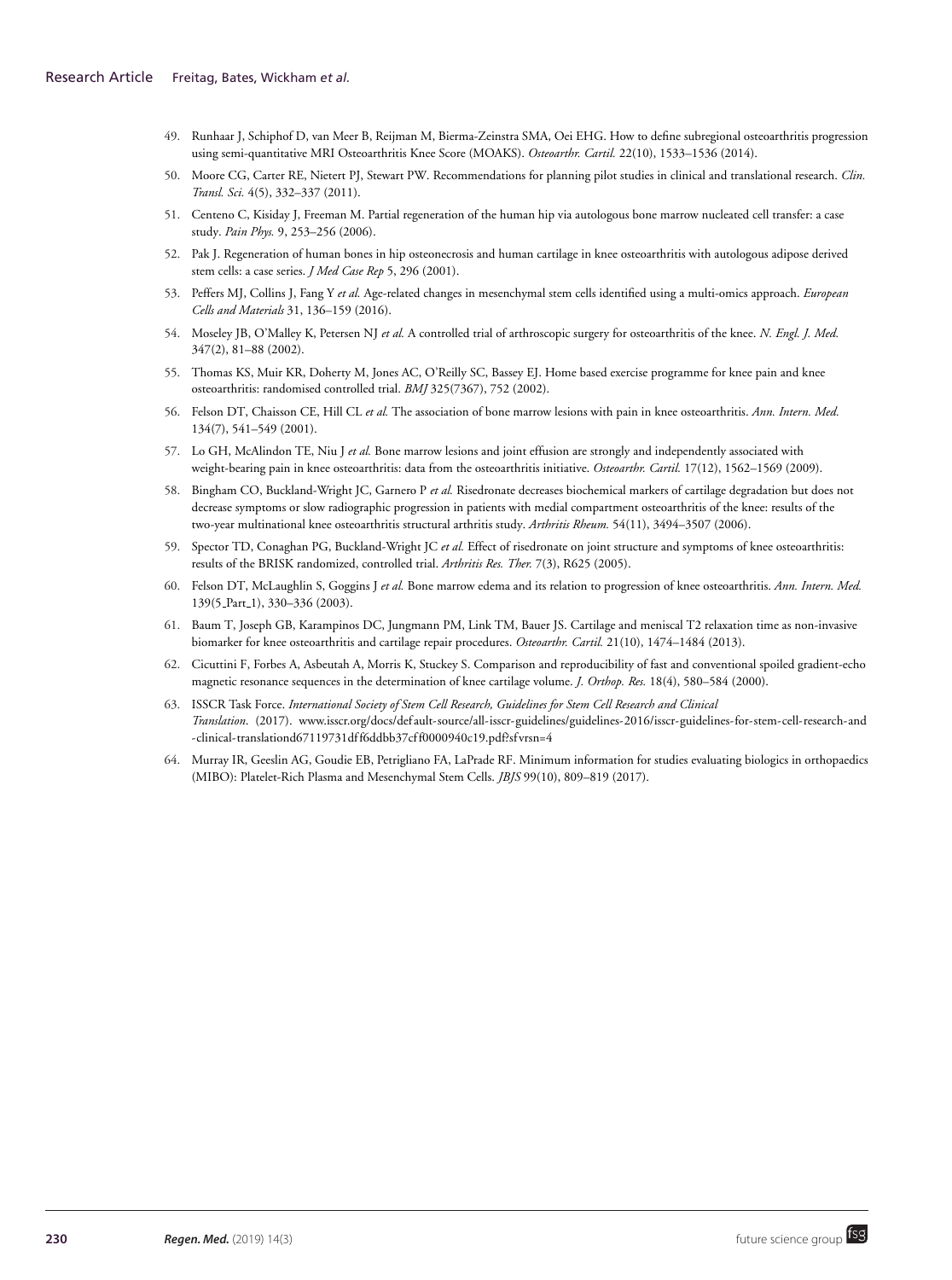49. Runhaar J, Schiphof D, van Meer B, Reijman M, Bierma-Zeinstra SMA, Oei EHG. How to define subregional osteoarthritis progression using semi-quantitative MRI Osteoarthritis Knee Score (MOAKS). *Osteoarthr. Cartil.* 22(10), 1533–1536 (2014).

50. Moore CG, Carter RE, Nietert PJ, Stewart PW. Recommendations for planning pilot studies in clinical and translational research. *Clin. Transl. Sci.* 4(5), 332–337 (2011).

51. Centeno C, Kisiday J, Freeman M. Partial regeneration of the human hip via autologous bone marrow nucleated cell transfer: a case study. *Pain Phys.* 9, 253–256 (2006).

52. Pak J. Regeneration of human bones in hip osteonecrosis and human cartilage in knee osteoarthritis with autologous adipose derived stem cells: a case series. *J Med Case Rep* 5, 296 (2001).

53. Peffers MJ, Collins J, Fang Y *et al.* Age-related changes in mesenchymal stem cells identified using a multi-omics approach. *European Cells and Materials* 31, 136–159 (2016).

54. Moseley JB, O'Malley K, Petersen NJ *et al.* A controlled trial of arthroscopic surgery for osteoarthritis of the knee. *N. Engl. J. Med.* 347(2), 81–88 (2002).

55. Thomas KS, Muir KR, Doherty M, Jones AC, O'Reilly SC, Bassey EJ. Home based exercise programme for knee pain and knee osteoarthritis: randomised controlled trial. *BMJ* 325(7367), 752 (2002).

56. Felson DT, Chaisson CE, Hill CL *et al.* The association of bone marrow lesions with pain in knee osteoarthritis. *Ann. Intern. Med.* 134(7), 541–549 (2001).

57. Lo GH, McAlindon TE, Niu J *et al.* Bone marrow lesions and joint effusion are strongly and independently associated with weight-bearing pain in knee osteoarthritis: data from the osteoarthritis initiative. *Osteoarthr. Cartil.* 17(12), 1562–1569 (2009).

58. Bingham CO, Buckland-Wright JC, Garnero P *et al.* Risedronate decreases biochemical markers of cartilage degradation but does not decrease symptoms or slow radiographic progression in patients with medial compartment osteoarthritis of the knee: results of the two-year multinational knee osteoarthritis structural arthritis study. *Arthritis Rheum.* 54(11), 3494–3507 (2006).

59. Spector TD, Conaghan PG, Buckland-Wright JC *et al.* Effect of risedronate on joint structure and symptoms of knee osteoarthritis: results of the BRISK randomized, controlled trial. *Arthritis Res. Ther.* 7(3), R625 (2005).

60. Felson DT, McLaughlin S, Goggins J *et al.* Bone marrow edema and its relation to progression of knee osteoarthritis. *Ann. Intern. Med.* 139(5_Part_1), 330–336 (2003).

61. Baum T, Joseph GB, Karampinos DC, Jungmann PM, Link TM, Bauer JS. Cartilage and meniscal T2 relaxation time as non-invasive biomarker for knee osteoarthritis and cartilage repair procedures. *Osteoarthr. Cartil.* 21(10), 1474–1484 (2013).

62. Cicuttini F, Forbes A, Asbeutah A, Morris K, Stuckey S. Comparison and reproducibility of fast and conventional spoiled gradient-echo magnetic resonance sequences in the determination of knee cartilage volume. *J. Orthop. Res.* 18(4), 580–584 (2000).

63. ISSCR Task Force. *International Society of Stem Cell Research, Guidelines for Stem Cell Research and Clinical Translation*. (2017). www.isscr.org/docs/default-source/all-isscr-guidelines/guidelines-2016/isscr-guidelines-for-stem-cell-research-and-clinical-translationd67119731dff6ddbb37cff0000940c19.pdf?sfvrsn=4

64. Murray IR, Geeslin AG, Goudie EB, Petrigliano FA, LaPrade RF. Minimum information for studies evaluating biologics in orthopaedics (MIBO): Platelet-Rich Plasma and Mesenchymal Stem Cells. *JBJS* 99(10), 809–819 (2017).